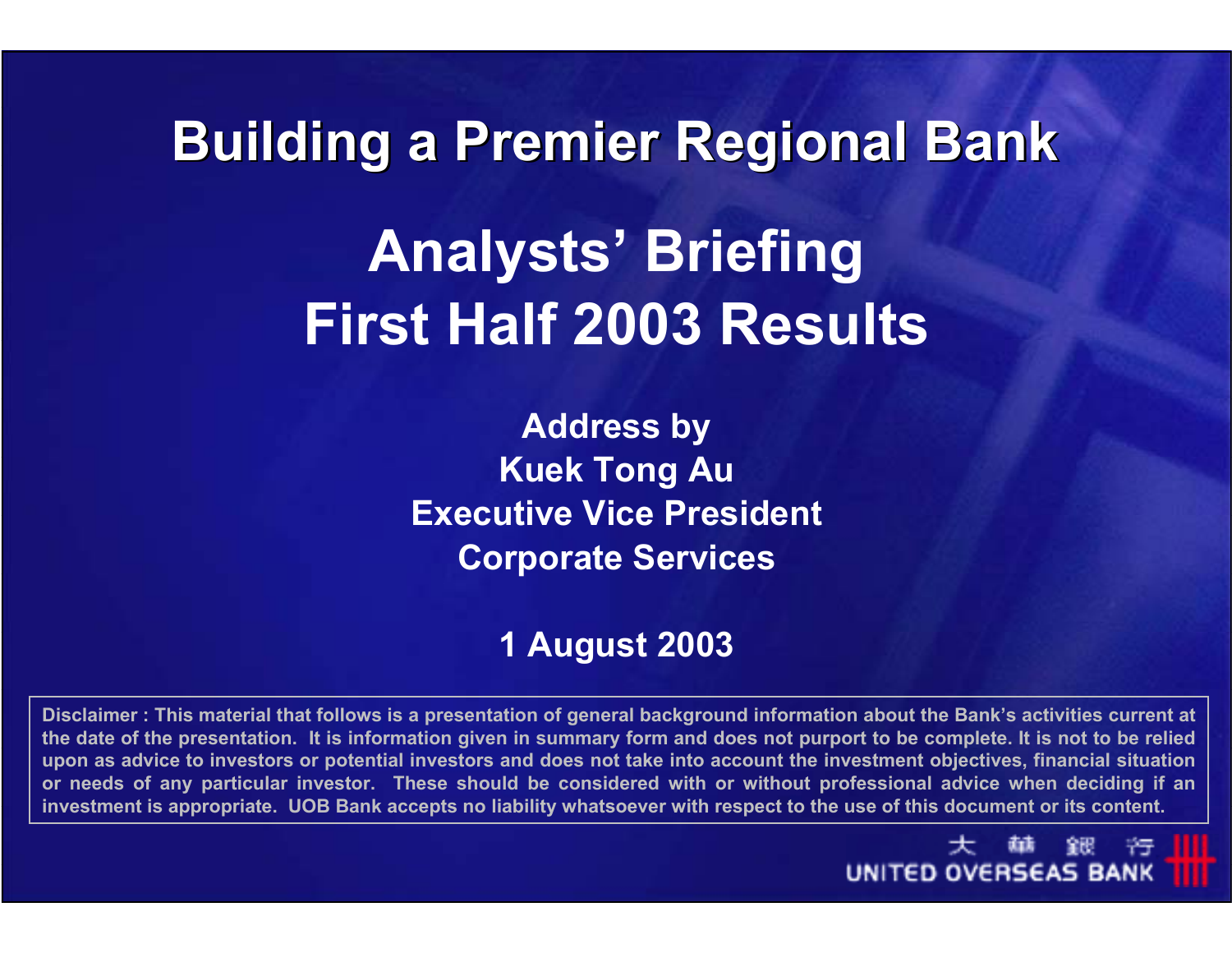# Building a Premier Regional Bank

## Analysts' Briefing
## First Half 2003 Results

**Address by**
**Kuek Tong Au**
**Executive Vice President**
**Corporate Services**

**1 August 2003**

Disclaimer : This material that follows is a presentation of general background information about the Bank's activities current at the date of the presentation. It is information given in summary form and does not purport to be complete. It is not to be relied upon as advice to investors or potential investors and does not take into account the investment objectives, financial situation or needs of any particular investor. These should be considered with or without professional advice when deciding if an investment is appropriate. UOB Bank accepts no liability whatsoever with respect to the use of this document or its content.

大華銀行
UNITED OVERSEAS BANK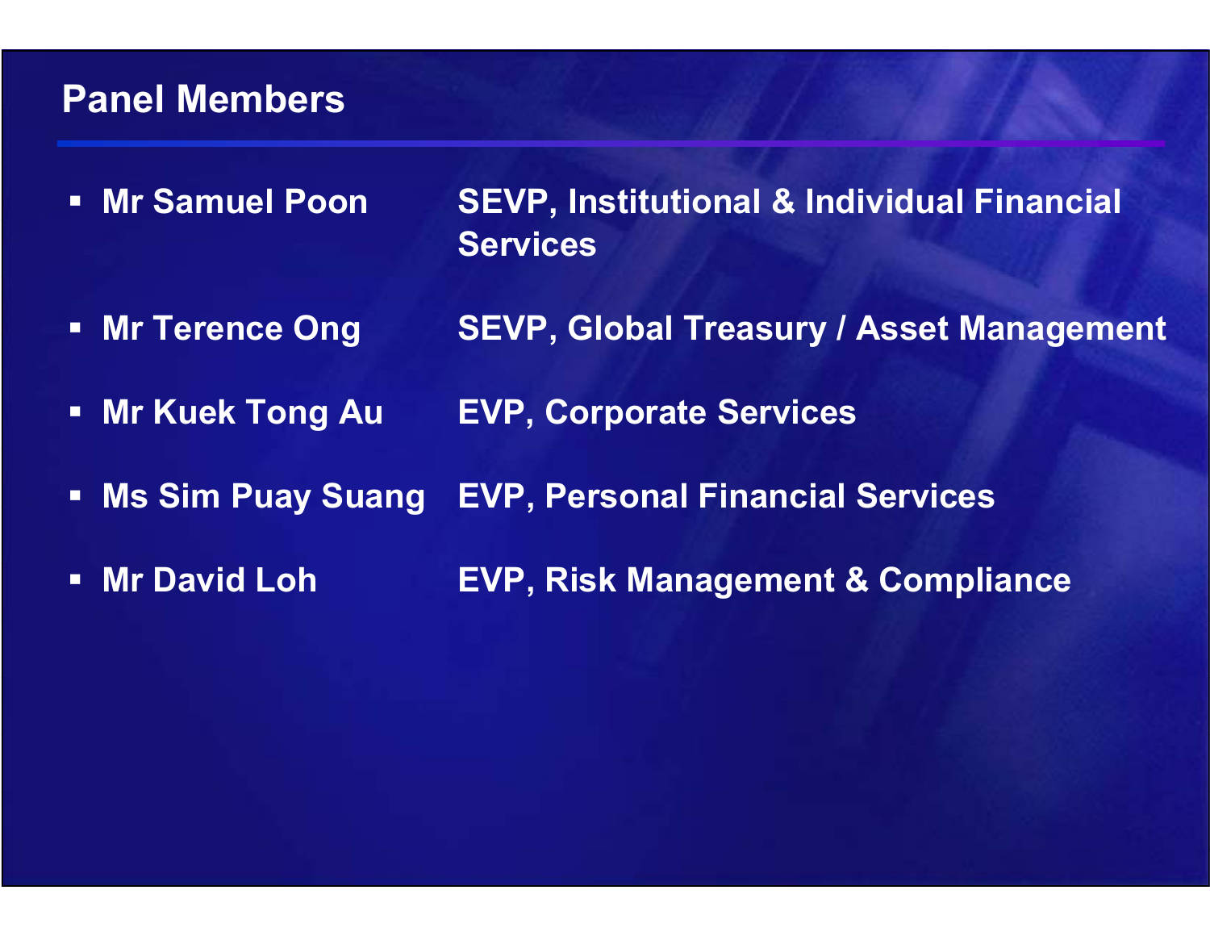## Panel Members

- **Mr Samuel Poon** — **SEVP, Institutional & Individual Financial Services**
- **Mr Terence Ong** — **SEVP, Global Treasury / Asset Management**
- **Mr Kuek Tong Au** — **EVP, Corporate Services**
- **Ms Sim Puay Suang** — **EVP, Personal Financial Services**
- **Mr David Loh** — **EVP, Risk Management & Compliance**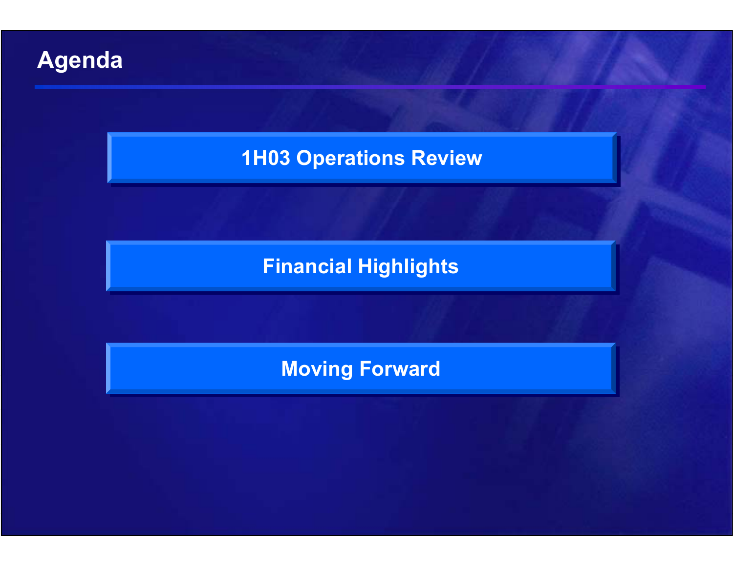# Agenda

- 1H03 Operations Review
- Financial Highlights
- Moving Forward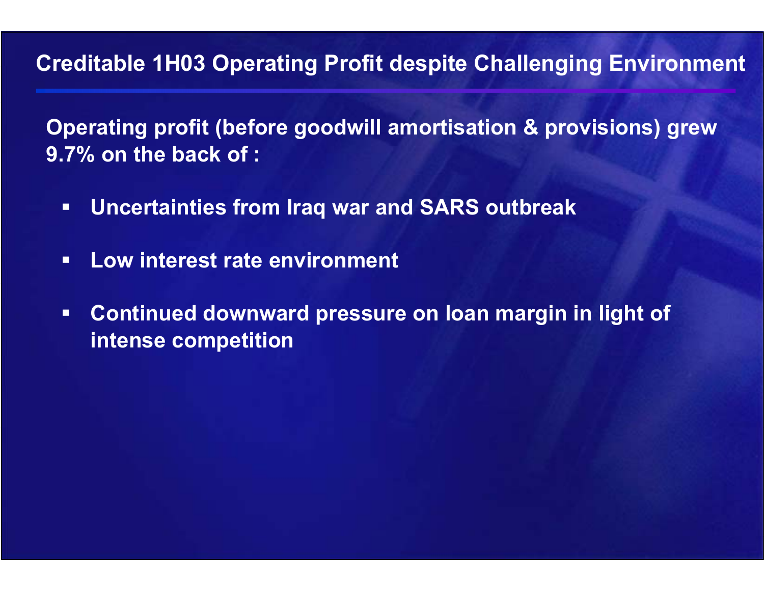## Creditable 1H03 Operating Profit despite Challenging Environment

**Operating profit (before goodwill amortisation & provisions) grew 9.7% on the back of :**

- **Uncertainties from Iraq war and SARS outbreak**
- **Low interest rate environment**
- **Continued downward pressure on loan margin in light of intense competition**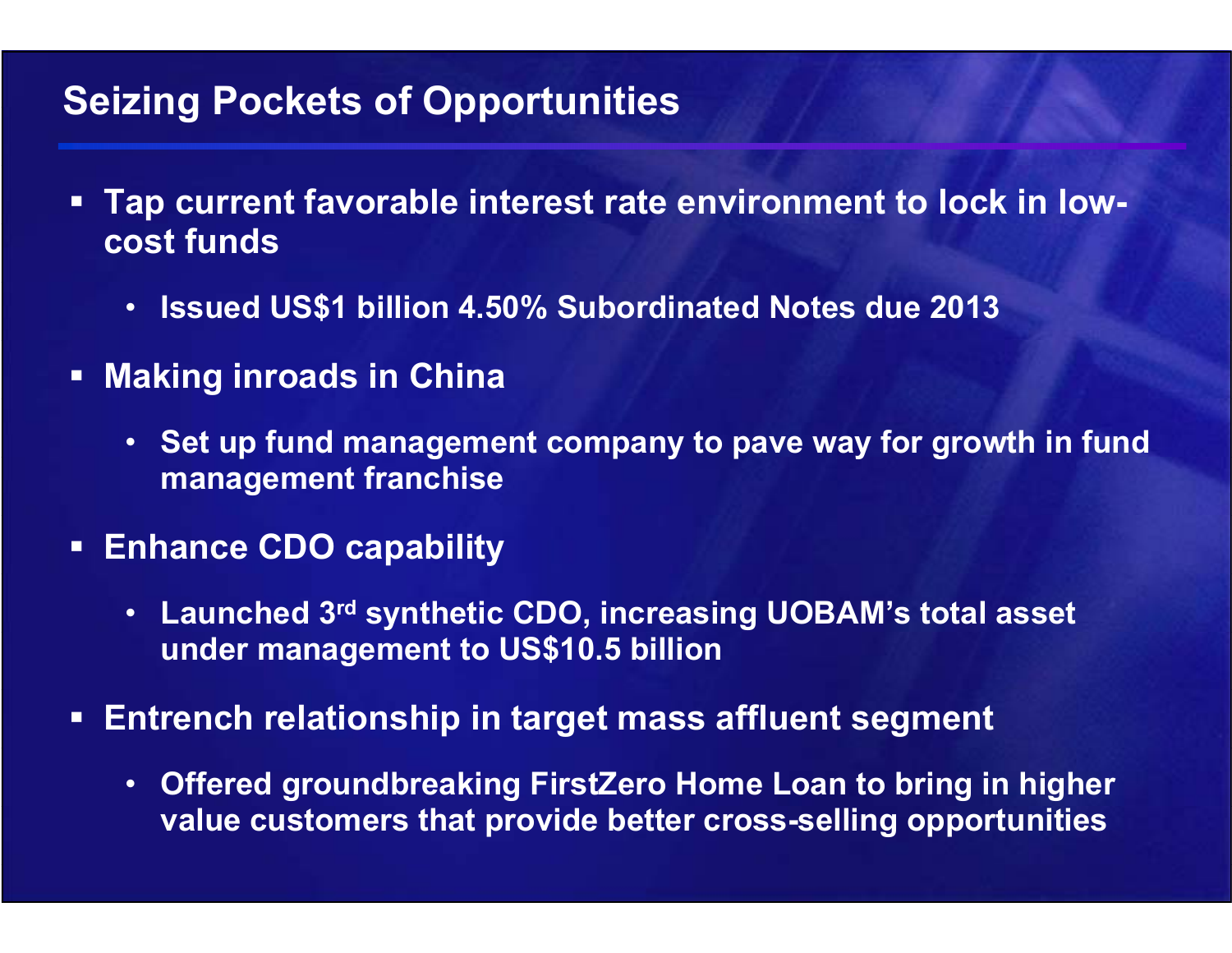# Seizing Pockets of Opportunities

- **Tap current favorable interest rate environment to lock in low-cost funds**
  - **Issued US$1 billion 4.50% Subordinated Notes due 2013**
- **Making inroads in China**
  - **Set up fund management company to pave way for growth in fund management franchise**
- **Enhance CDO capability**
  - **Launched 3rd synthetic CDO, increasing UOBAM's total asset under management to US$10.5 billion**
- **Entrench relationship in target mass affluent segment**
  - **Offered groundbreaking FirstZero Home Loan to bring in higher value customers that provide better cross-selling opportunities**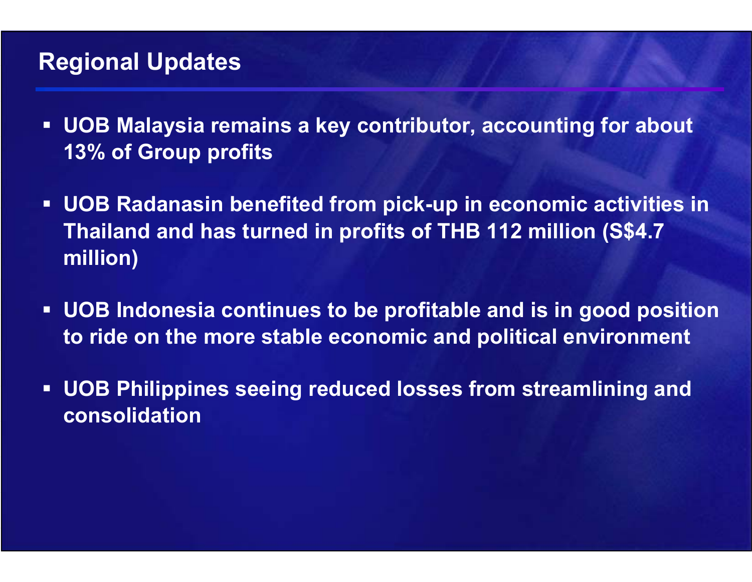# Regional Updates

- UOB Malaysia remains a key contributor, accounting for about 13% of Group profits
- UOB Radanasin benefited from pick-up in economic activities in Thailand and has turned in profits of THB 112 million (S$4.7 million)
- UOB Indonesia continues to be profitable and is in good position to ride on the more stable economic and political environment
- UOB Philippines seeing reduced losses from streamlining and consolidation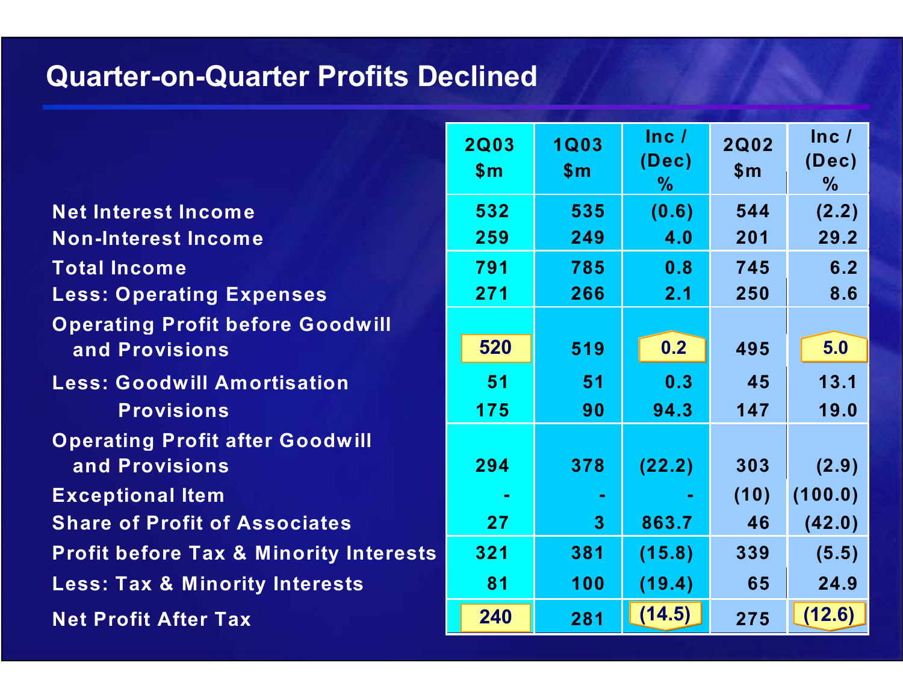# Quarter-on-Quarter Profits Declined

| | 2Q03 $m | 1Q03 $m | Inc / (Dec) % | 2Q02 $m | Inc / (Dec) % |
|---|---|---|---|---|---|
| Net Interest Income | 532 | 535 | (0.6) | 544 | (2.2) |
| Non-Interest Income | 259 | 249 | 4.0 | 201 | 29.2 |
| Total Income | 791 | 785 | 0.8 | 745 | 6.2 |
| Less: Operating Expenses | 271 | 266 | 2.1 | 250 | 8.6 |
| Operating Profit before Goodwill and Provisions | 520 | 519 | 0.2 | 495 | 5.0 |
| Less: Goodwill Amortisation | 51 | 51 | 0.3 | 45 | 13.1 |
| Provisions | 175 | 90 | 94.3 | 147 | 19.0 |
| Operating Profit after Goodwill and Provisions | 294 | 378 | (22.2) | 303 | (2.9) |
| Exceptional Item | - | - | - | (10) | (100.0) |
| Share of Profit of Associates | 27 | 3 | 863.7 | 46 | (42.0) |
| Profit before Tax & Minority Interests | 321 | 381 | (15.8) | 339 | (5.5) |
| Less: Tax & Minority Interests | 81 | 100 | (19.4) | 65 | 24.9 |
| Net Profit After Tax | 240 | 281 | (14.5) | 275 | (12.6) |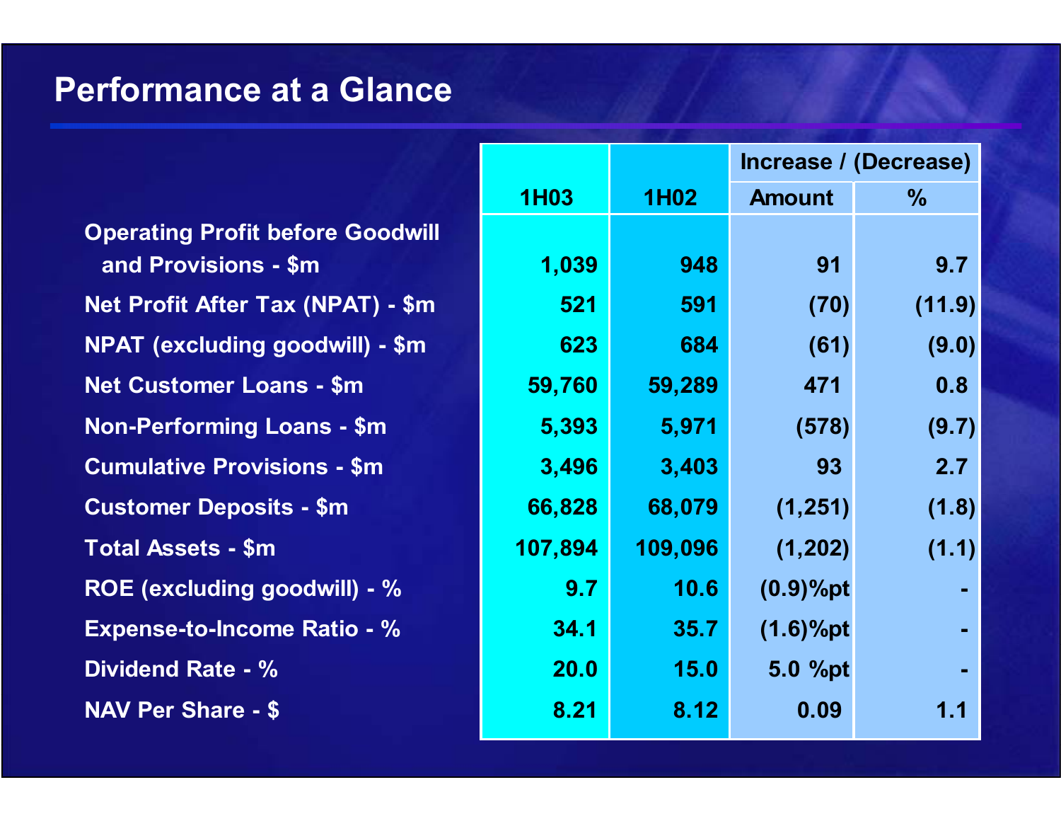# Performance at a Glance

| | 1H03 | 1H02 | Increase / (Decrease) Amount | % |
|---|---|---|---|---|
| Operating Profit before Goodwill and Provisions - $m | 1,039 | 948 | 91 | 9.7 |
| Net Profit After Tax (NPAT) - $m | 521 | 591 | (70) | (11.9) |
| NPAT (excluding goodwill) - $m | 623 | 684 | (61) | (9.0) |
| Net Customer Loans - $m | 59,760 | 59,289 | 471 | 0.8 |
| Non-Performing Loans - $m | 5,393 | 5,971 | (578) | (9.7) |
| Cumulative Provisions - $m | 3,496 | 3,403 | 93 | 2.7 |
| Customer Deposits - $m | 66,828 | 68,079 | (1,251) | (1.8) |
| Total Assets - $m | 107,894 | 109,096 | (1,202) | (1.1) |
| ROE (excluding goodwill) - % | 9.7 | 10.6 | (0.9)%pt | - |
| Expense-to-Income Ratio - % | 34.1 | 35.7 | (1.6)%pt | - |
| Dividend Rate - % | 20.0 | 15.0 | 5.0 %pt | - |
| NAV Per Share - $ | 8.21 | 8.12 | 0.09 | 1.1 |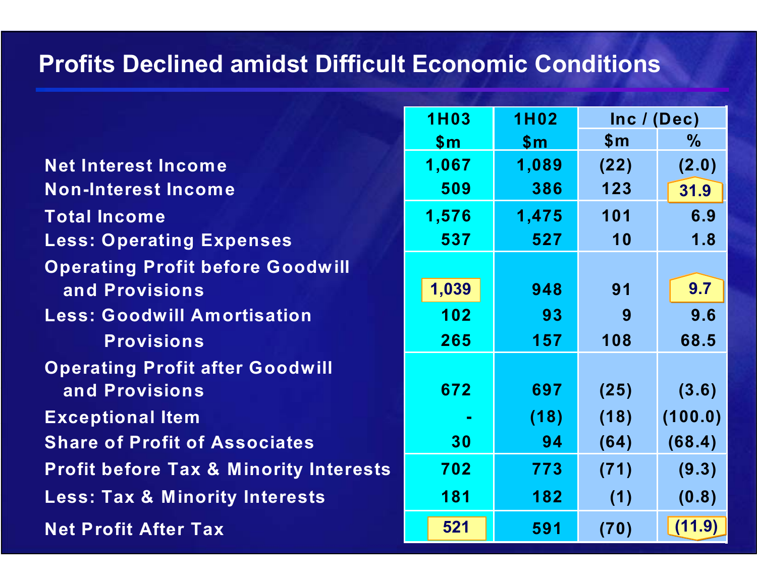# Profits Declined amidst Difficult Economic Conditions

| | 1H03 | 1H02 | Inc / (Dec) | |
|---|---|---|---|---|
| | $m | $m | $m | % |
| Net Interest Income | 1,067 | 1,089 | (22) | (2.0) |
| Non-Interest Income | 509 | 386 | 123 | 31.9 |
| Total Income | 1,576 | 1,475 | 101 | 6.9 |
| Less: Operating Expenses | 537 | 527 | 10 | 1.8 |
| Operating Profit before Goodwill and Provisions | 1,039 | 948 | 91 | 9.7 |
| Less: Goodwill Amortisation | 102 | 93 | 9 | 9.6 |
| Provisions | 265 | 157 | 108 | 68.5 |
| Operating Profit after Goodwill and Provisions | 672 | 697 | (25) | (3.6) |
| Exceptional Item | - | (18) | (18) | (100.0) |
| Share of Profit of Associates | 30 | 94 | (64) | (68.4) |
| Profit before Tax & Minority Interests | 702 | 773 | (71) | (9.3) |
| Less: Tax & Minority Interests | 181 | 182 | (1) | (0.8) |
| Net Profit After Tax | 521 | 591 | (70) | (11.9) |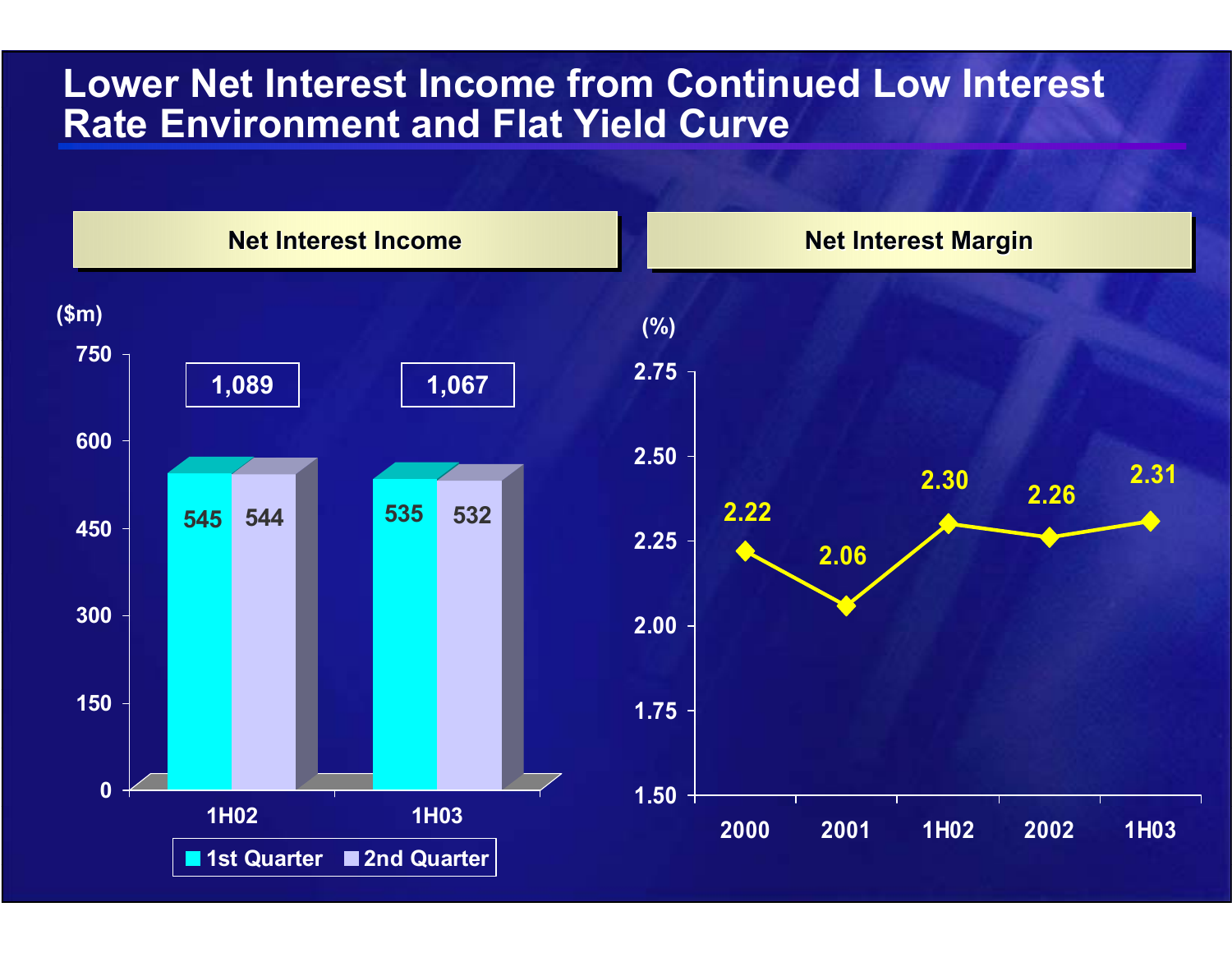# Lower Net Interest Income from Continued Low Interest Rate Environment and Flat Yield Curve

## Net Interest Income

($m)

| | 1st Quarter | 2nd Quarter | Total |
|---|---|---|---|
| 1H02 | 545 | 544 | 1,089 |
| 1H03 | 535 | 532 | 1,067 |

## Net Interest Margin

(%)

| 2000 | 2001 | 1H02 | 2002 | 1H03 |
|---|---|---|---|---|
| 2.22 | 2.06 | 2.30 | 2.26 | 2.31 |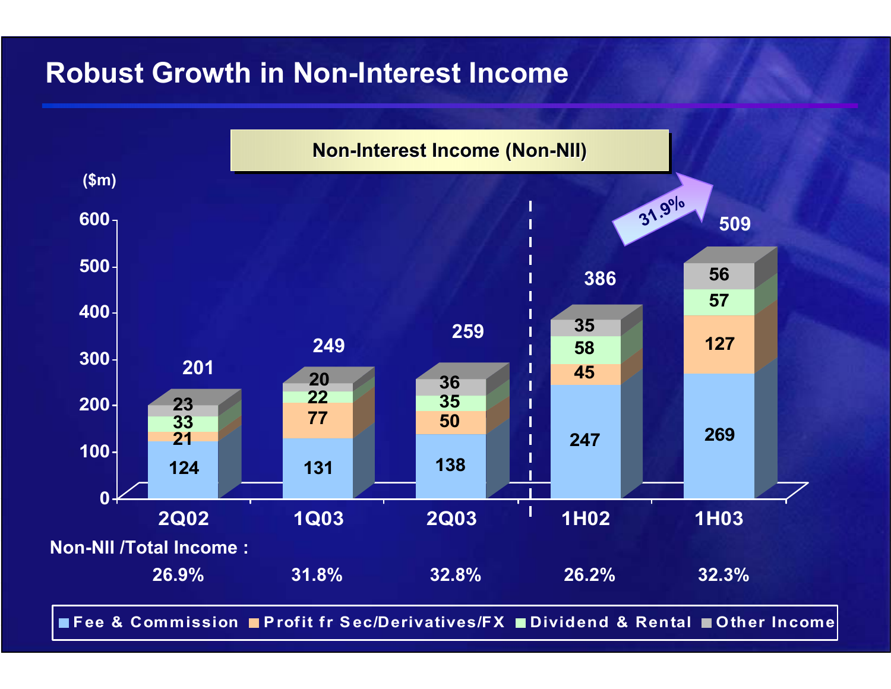# Robust Growth in Non-Interest Income

**Non-Interest Income (Non-NII)**

($m)

| | 2Q02 | 1Q03 | 2Q03 | 1H02 | 1H03 |
|---|---|---|---|---|---|
| Fee & Commission | 124 | 131 | 138 | 247 | 269 |
| Profit fr Sec/Derivatives/FX | 21 | 77 | 50 | 45 | 127 |
| Dividend & Rental | 33 | 22 | 35 | 58 | 57 |
| Other Income | 23 | 20 | 36 | 35 | 56 |
| Total | 201 | 249 | 259 | 386 | 509 |
| Non-NII /Total Income : | 26.9% | 31.8% | 32.8% | 26.2% | 32.3% |

1H02 to 1H03: 31.9%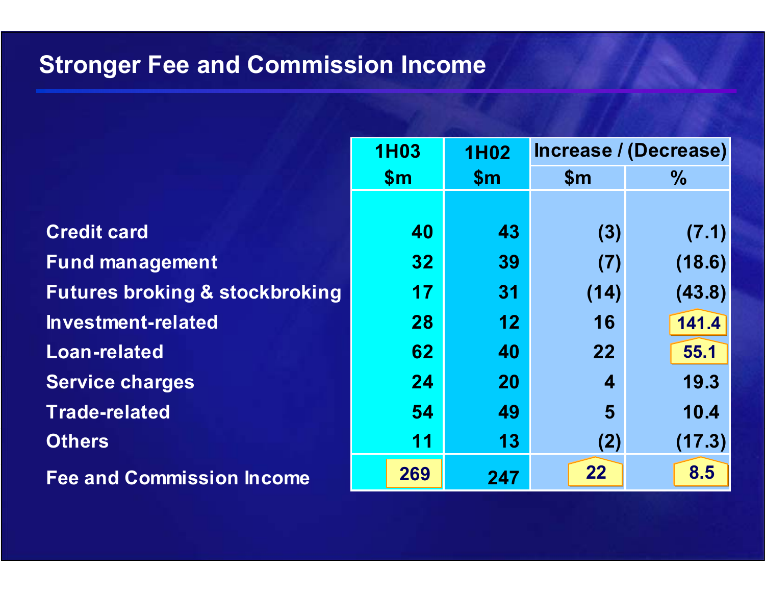# Stronger Fee and Commission Income

| | 1H03 $m | 1H02 $m | Increase / (Decrease) $m | Increase / (Decrease) % |
|---|---|---|---|---|
| Credit card | 40 | 43 | (3) | (7.1) |
| Fund management | 32 | 39 | (7) | (18.6) |
| Futures broking & stockbroking | 17 | 31 | (14) | (43.8) |
| Investment-related | 28 | 12 | 16 | 141.4 |
| Loan-related | 62 | 40 | 22 | 55.1 |
| Service charges | 24 | 20 | 4 | 19.3 |
| Trade-related | 54 | 49 | 5 | 10.4 |
| Others | 11 | 13 | (2) | (17.3) |
| Fee and Commission Income | 269 | 247 | 22 | 8.5 |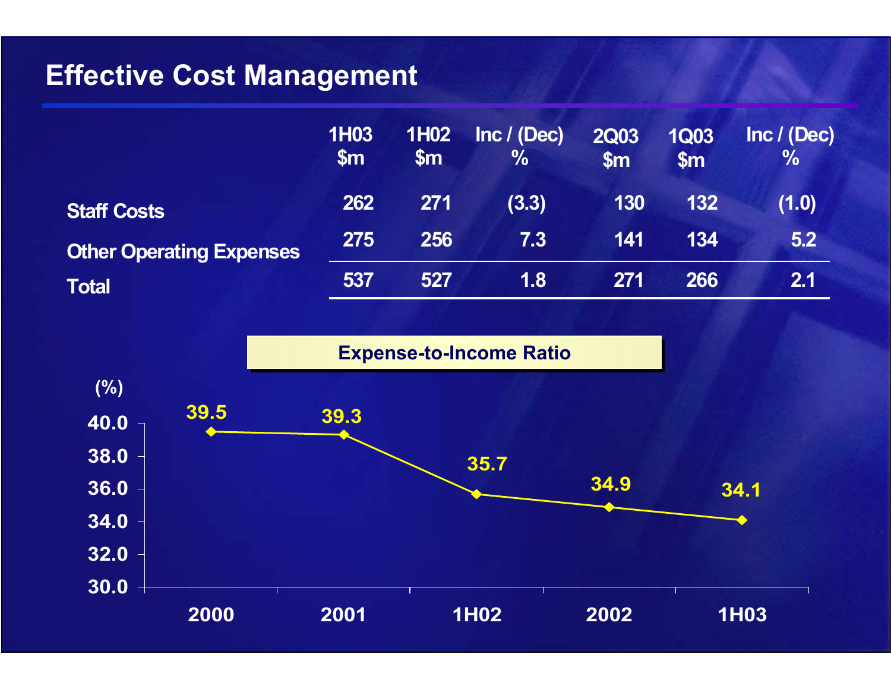# Effective Cost Management

| | 1H03 $m | 1H02 $m | Inc / (Dec) % | 2Q03 $m | 1Q03 $m | Inc / (Dec) % |
|---|---|---|---|---|---|---|
| Staff Costs | 262 | 271 | (3.3) | 130 | 132 | (1.0) |
| Other Operating Expenses | 275 | 256 | 7.3 | 141 | 134 | 5.2 |
| Total | 537 | 527 | 1.8 | 271 | 266 | 2.1 |

**Expense-to-Income Ratio**

| | 2000 | 2001 | 1H02 | 2002 | 1H03 |
|---|---|---|---|---|---|
| (%) | 39.5 | 39.3 | 35.7 | 34.9 | 34.1 |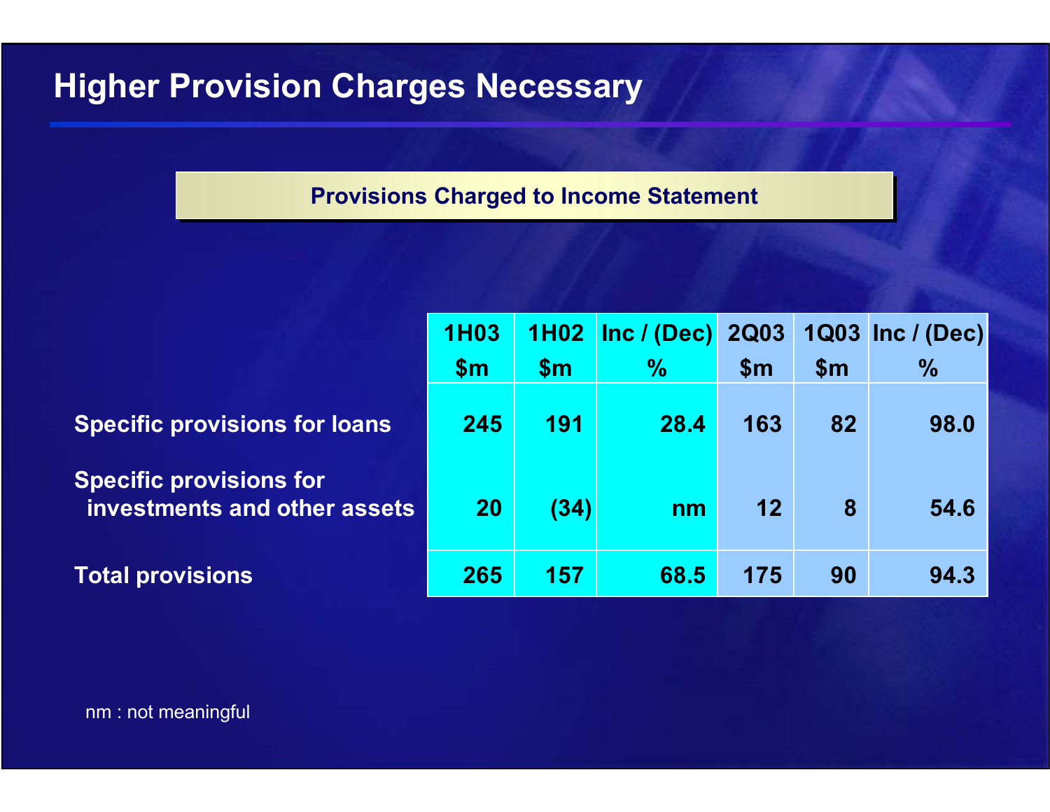# Higher Provision Charges Necessary

**Provisions Charged to Income Statement**

| | 1H03 $m | 1H02 $m | Inc / (Dec) % | 2Q03 $m | 1Q03 $m | Inc / (Dec) % |
|---|---|---|---|---|---|---|
| **Specific provisions for loans** | 245 | 191 | 28.4 | 163 | 82 | 98.0 |
| **Specific provisions for investments and other assets** | 20 | (34) | nm | 12 | 8 | 54.6 |
| **Total provisions** | 265 | 157 | 68.5 | 175 | 90 | 94.3 |

nm : not meaningful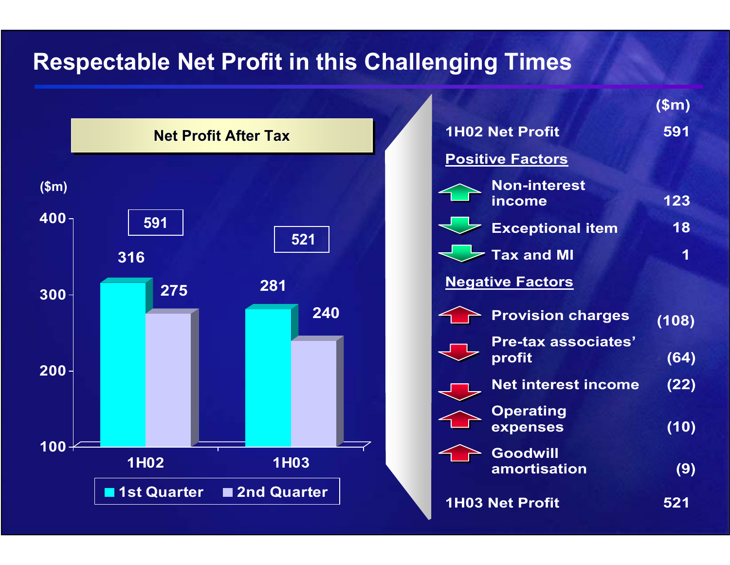# Respectable Net Profit in this Challenging Times

**Net Profit After Tax**

($m)

| | 1st Quarter | 2nd Quarter | Total |
|---|---|---|---|
| 1H02 | 316 | 275 | 591 |
| 1H03 | 281 | 240 | 521 |

| | ($m) |
|---|---|
| **1H02 Net Profit** | **591** |
| **Positive Factors** | |
| Non-interest income | 123 |
| Exceptional item | 18 |
| Tax and MI | 1 |
| **Negative Factors** | |
| Provision charges | (108) |
| Pre-tax associates' profit | (64) |
| Net interest income | (22) |
| Operating expenses | (10) |
| Goodwill amortisation | (9) |
| **1H03 Net Profit** | **521** |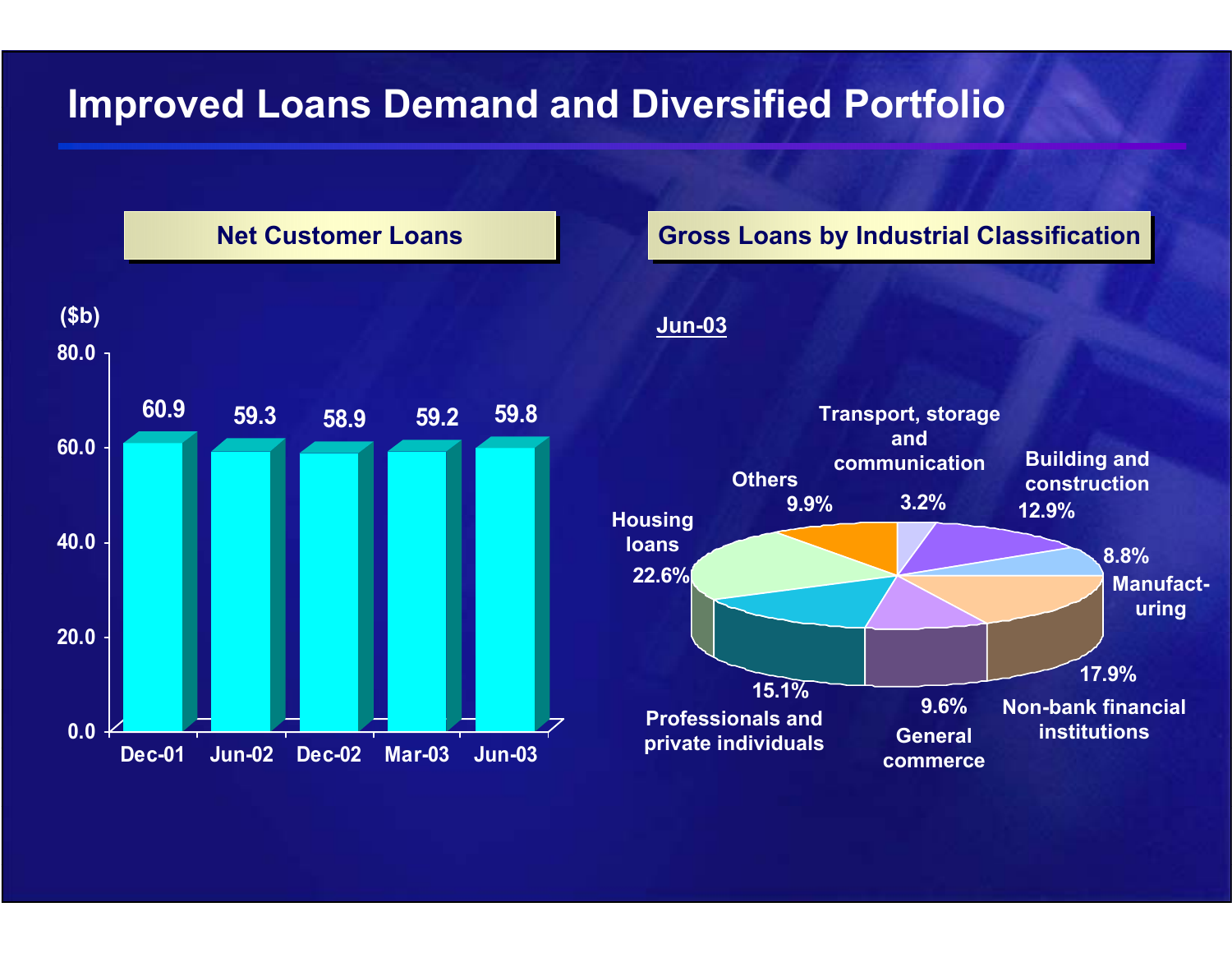# Improved Loans Demand and Diversified Portfolio

## Net Customer Loans

($b)

| Period | Net Customer Loans ($b) |
|---|---|
| Dec-01 | 60.9 |
| Jun-02 | 59.3 |
| Dec-02 | 58.9 |
| Mar-03 | 59.2 |
| Jun-03 | 59.8 |

## Gross Loans by Industrial Classification

Jun-03

| Industry | % |
|---|---|
| Transport, storage and communication | 3.2% |
| Building and construction | 12.9% |
| Manufacturing | 8.8% |
| Non-bank financial institutions | 17.9% |
| General commerce | 9.6% |
| Professionals and private individuals | 15.1% |
| Housing loans | 22.6% |
| Others | 9.9% |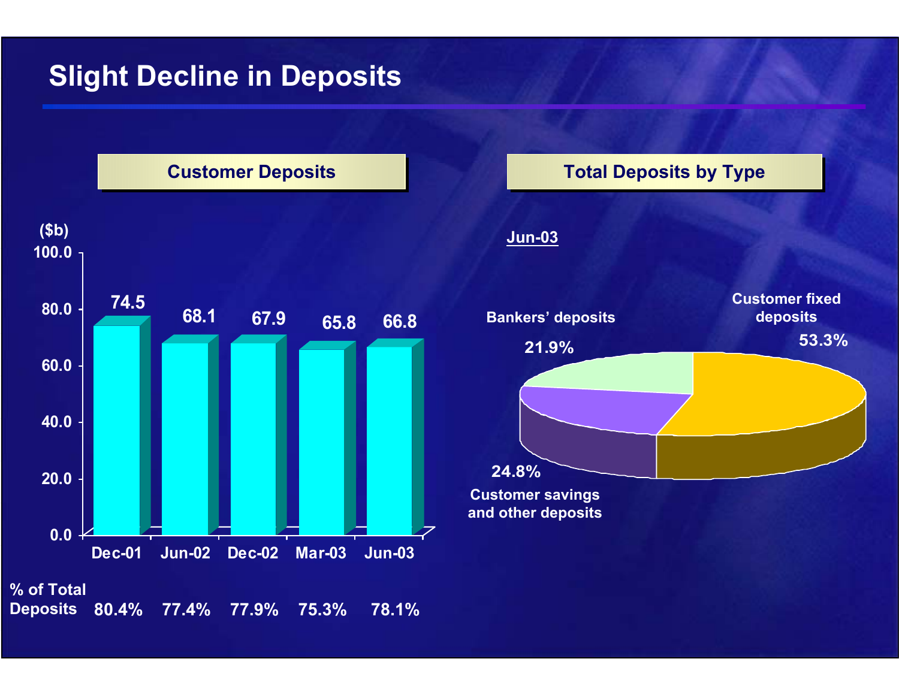# Slight Decline in Deposits

## Customer Deposits

($b)

| | Dec-01 | Jun-02 | Dec-02 | Mar-03 | Jun-03 |
|---|---|---|---|---|---|
| Customer Deposits | 74.5 | 68.1 | 67.9 | 65.8 | 66.8 |
| % of Total Deposits | 80.4% | 77.4% | 77.9% | 75.3% | 78.1% |

## Total Deposits by Type

Jun-03

| Type | % |
|---|---|
| Customer fixed deposits | 53.3% |
| Customer savings and other deposits | 24.8% |
| Bankers' deposits | 21.9% |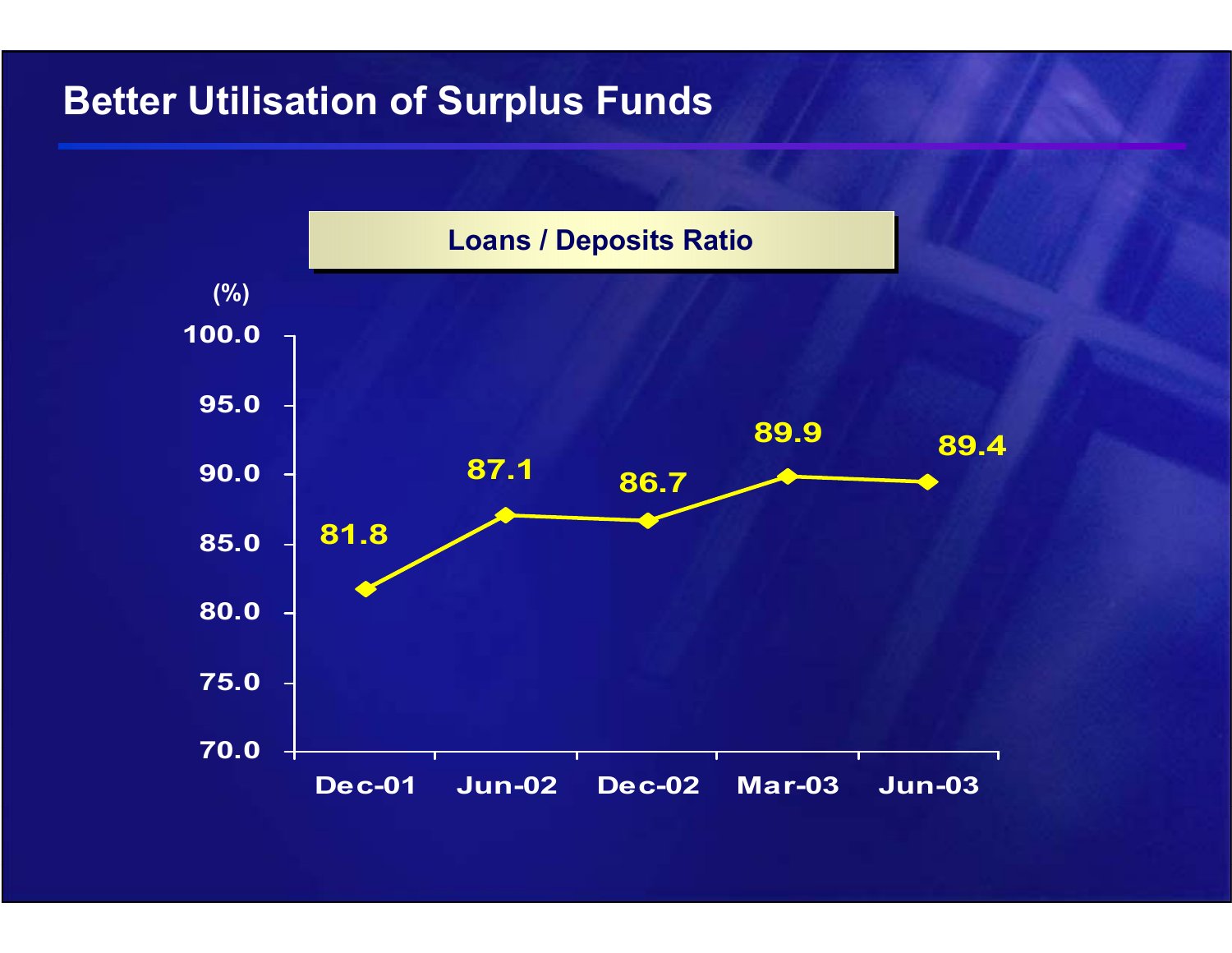# Better Utilisation of Surplus Funds

**Loans / Deposits Ratio**

| Period | (%) |
|---|---|
| Dec-01 | 81.8 |
| Jun-02 | 87.1 |
| Dec-02 | 86.7 |
| Mar-03 | 89.9 |
| Jun-03 | 89.4 |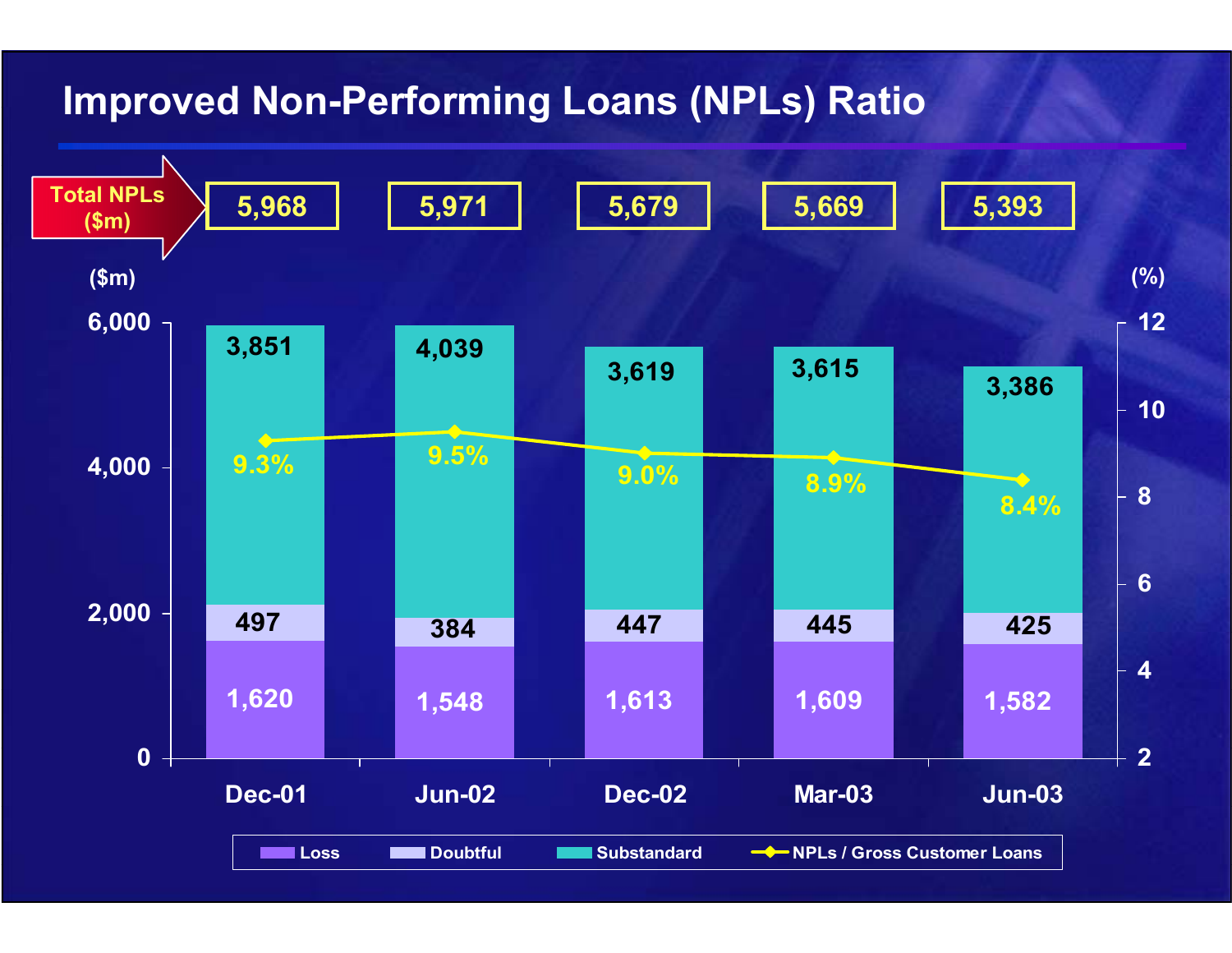# Improved Non-Performing Loans (NPLs) Ratio

| | Dec-01 | Jun-02 | Dec-02 | Mar-03 | Jun-03 |
|---|---|---|---|---|---|
| Total NPLs ($m) | 5,968 | 5,971 | 5,679 | 5,669 | 5,393 |
| Substandard ($m) | 3,851 | 4,039 | 3,619 | 3,615 | 3,386 |
| Doubtful ($m) | 497 | 384 | 447 | 445 | 425 |
| Loss ($m) | 1,620 | 1,548 | 1,613 | 1,609 | 1,582 |
| NPLs / Gross Customer Loans (%) | 9.3% | 9.5% | 9.0% | 8.9% | 8.4% |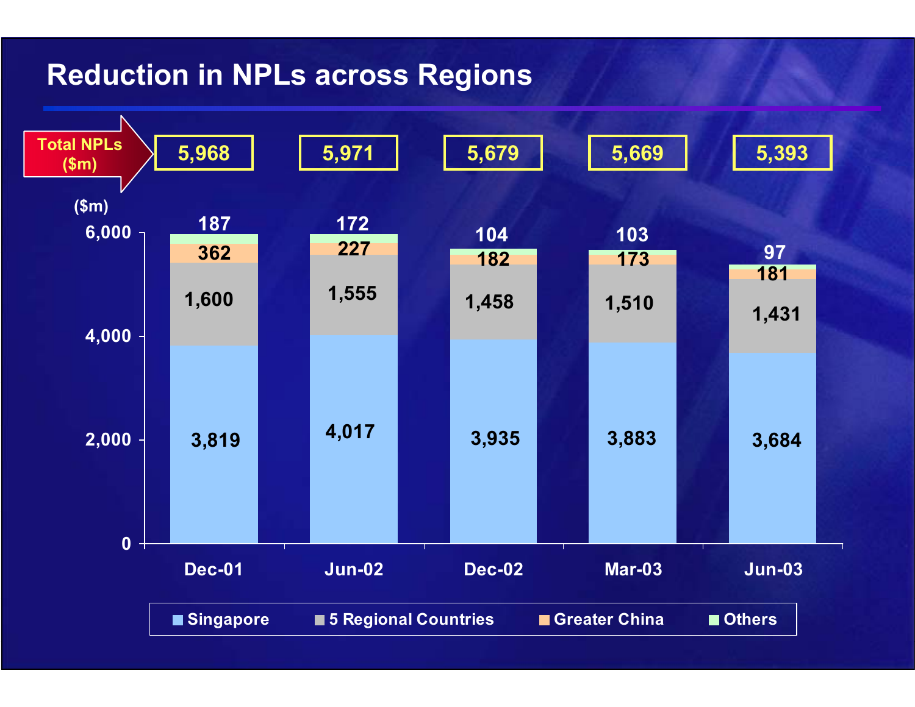# Reduction in NPLs across Regions

| ($m) | Dec-01 | Jun-02 | Dec-02 | Mar-03 | Jun-03 |
|---|---|---|---|---|---|
| **Total NPLs ($m)** | 5,968 | 5,971 | 5,679 | 5,669 | 5,393 |
| Singapore | 3,819 | 4,017 | 3,935 | 3,883 | 3,684 |
| 5 Regional Countries | 1,600 | 1,555 | 1,458 | 1,510 | 1,431 |
| Greater China | 362 | 227 | 182 | 173 | 181 |
| Others | 187 | 172 | 104 | 103 | 97 |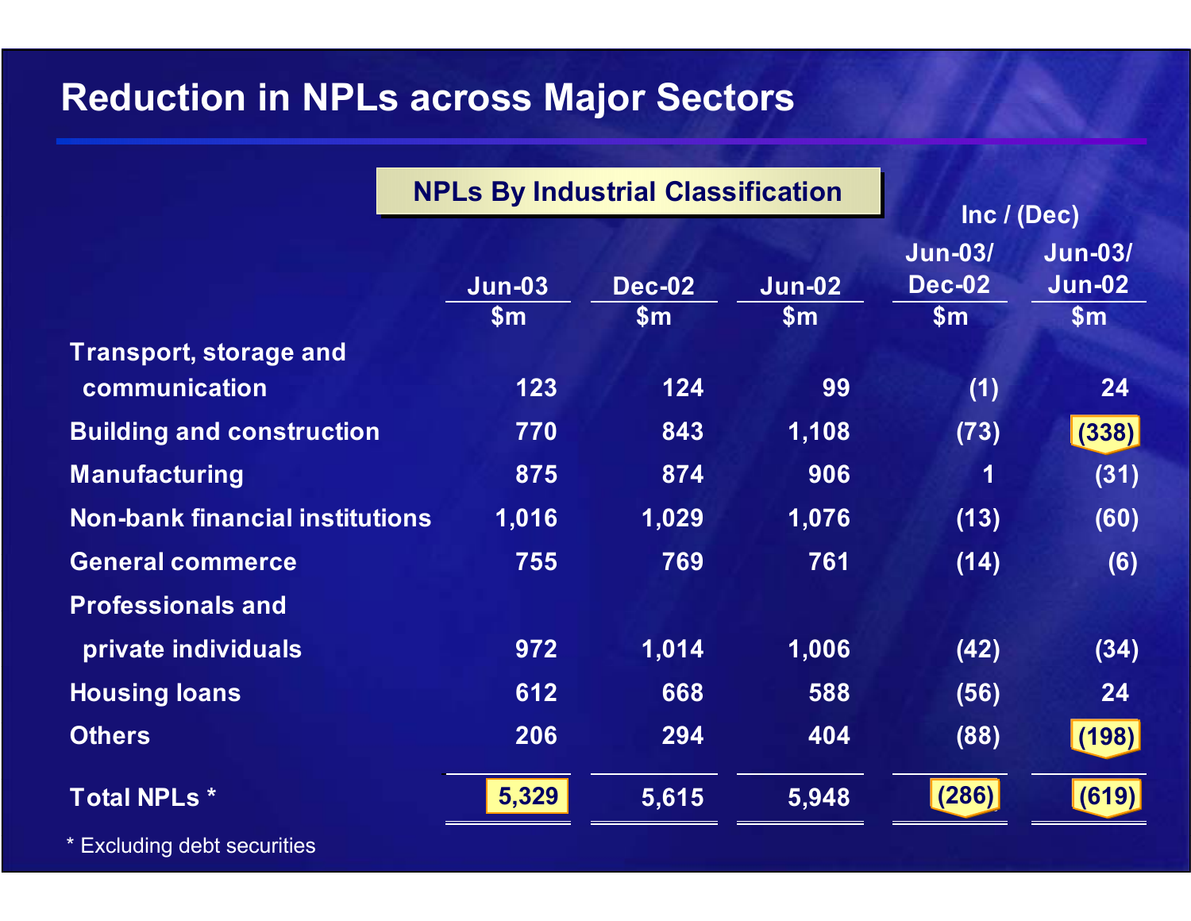# Reduction in NPLs across Major Sectors

## NPLs By Industrial Classification

| | Jun-03 | Dec-02 | Jun-02 | Inc / (Dec) Jun-03/ Dec-02 | Inc / (Dec) Jun-03/ Jun-02 |
|---|---|---|---|---|---|
| | $m | $m | $m | $m | $m |
| Transport, storage and communication | 123 | 124 | 99 | (1) | 24 |
| Building and construction | 770 | 843 | 1,108 | (73) | (338) |
| Manufacturing | 875 | 874 | 906 | 1 | (31) |
| Non-bank financial institutions | 1,016 | 1,029 | 1,076 | (13) | (60) |
| General commerce | 755 | 769 | 761 | (14) | (6) |
| Professionals and private individuals | 972 | 1,014 | 1,006 | (42) | (34) |
| Housing loans | 612 | 668 | 588 | (56) | 24 |
| Others | 206 | 294 | 404 | (88) | (198) |
| Total NPLs * | 5,329 | 5,615 | 5,948 | (286) | (619) |

\* Excluding debt securities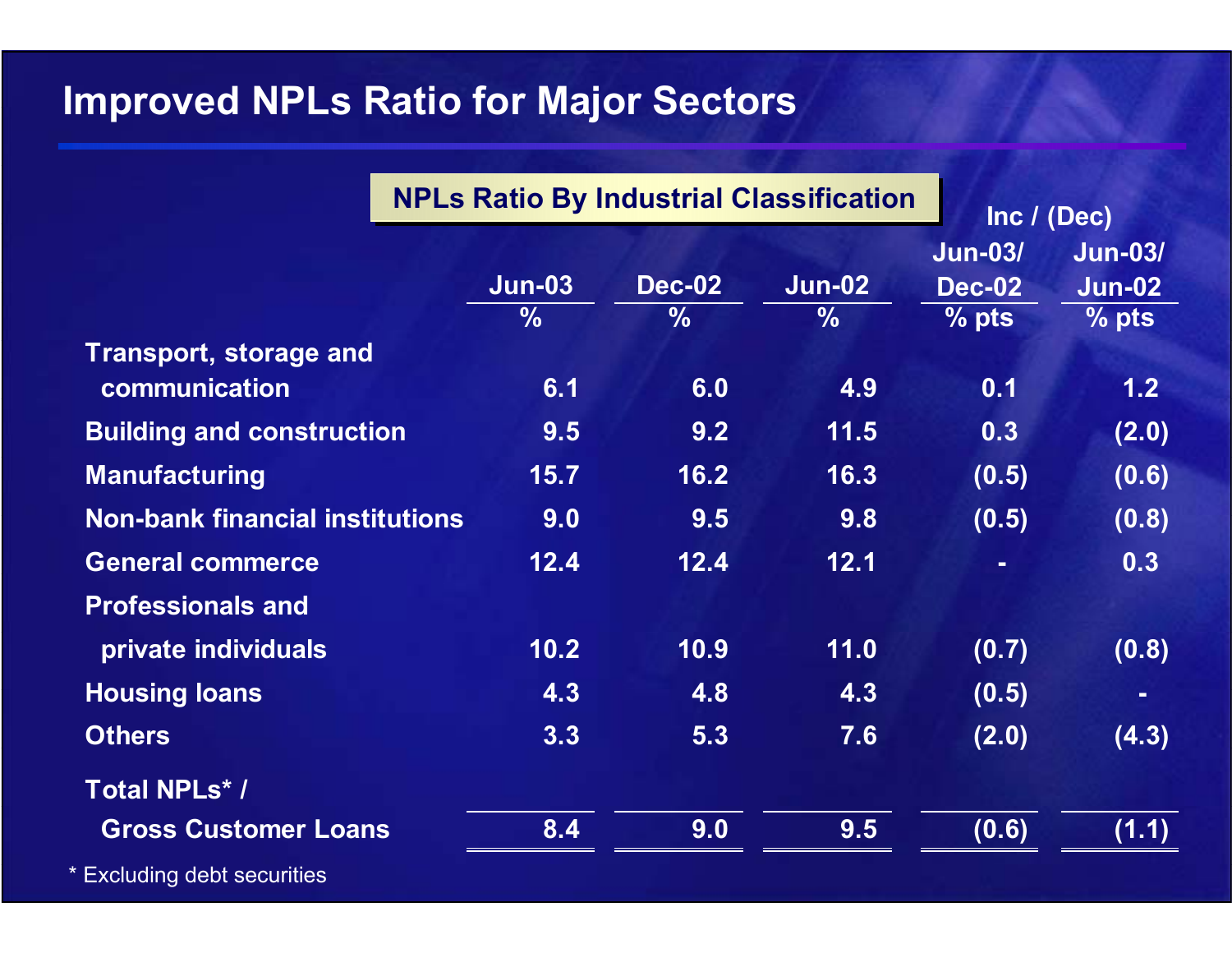# Improved NPLs Ratio for Major Sectors

**NPLs Ratio By Industrial Classification**

| | Jun-03 | Dec-02 | Jun-02 | Inc / (Dec) Jun-03/ Dec-02 | Inc / (Dec) Jun-03/ Jun-02 |
|---|---|---|---|---|---|
| | % | % | % | % pts | % pts |
| Transport, storage and communication | 6.1 | 6.0 | 4.9 | 0.1 | 1.2 |
| Building and construction | 9.5 | 9.2 | 11.5 | 0.3 | (2.0) |
| Manufacturing | 15.7 | 16.2 | 16.3 | (0.5) | (0.6) |
| Non-bank financial institutions | 9.0 | 9.5 | 9.8 | (0.5) | (0.8) |
| General commerce | 12.4 | 12.4 | 12.1 | - | 0.3 |
| Professionals and private individuals | 10.2 | 10.9 | 11.0 | (0.7) | (0.8) |
| Housing loans | 4.3 | 4.8 | 4.3 | (0.5) | - |
| Others | 3.3 | 5.3 | 7.6 | (2.0) | (4.3) |
| Total NPLs* / Gross Customer Loans | 8.4 | 9.0 | 9.5 | (0.6) | (1.1) |

\* Excluding debt securities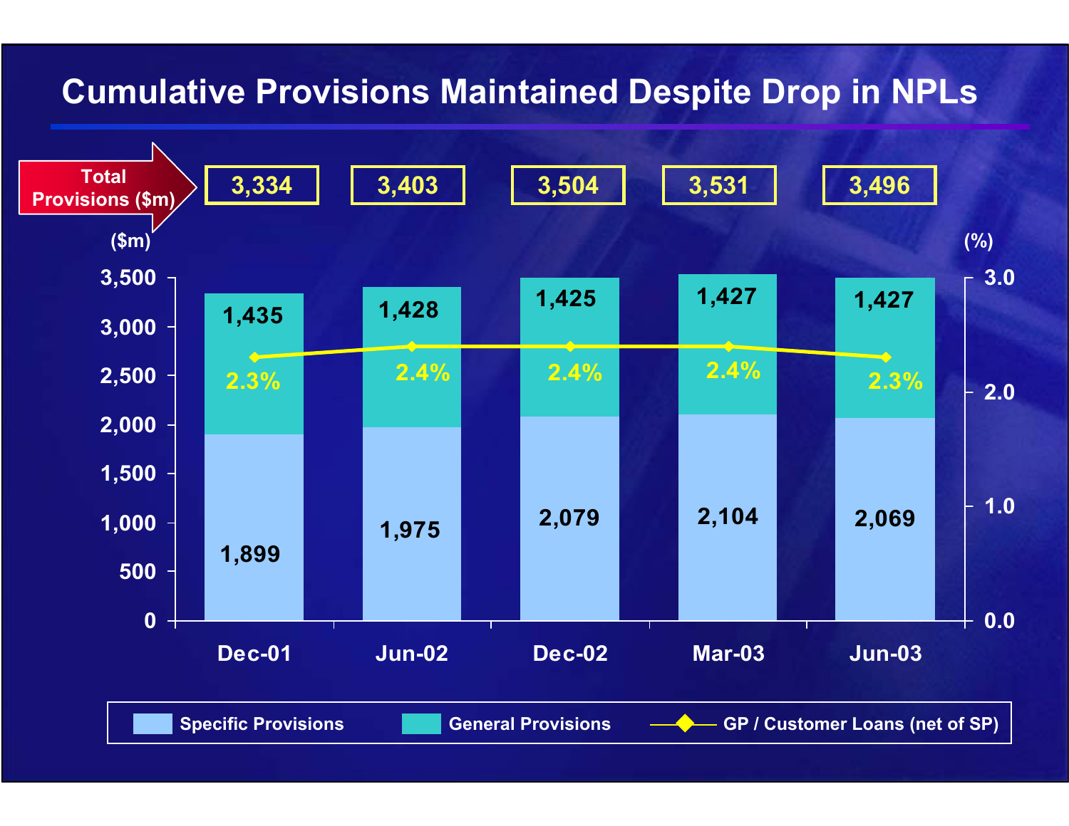# Cumulative Provisions Maintained Despite Drop in NPLs

| | Dec-01 | Jun-02 | Dec-02 | Mar-03 | Jun-03 |
|---|---|---|---|---|---|
| Total Provisions ($m) | 3,334 | 3,403 | 3,504 | 3,531 | 3,496 |
| Specific Provisions ($m) | 1,899 | 1,975 | 2,079 | 2,104 | 2,069 |
| General Provisions ($m) | 1,435 | 1,428 | 1,425 | 1,427 | 1,427 |
| GP / Customer Loans (net of SP) (%) | 2.3% | 2.4% | 2.4% | 2.4% | 2.3% |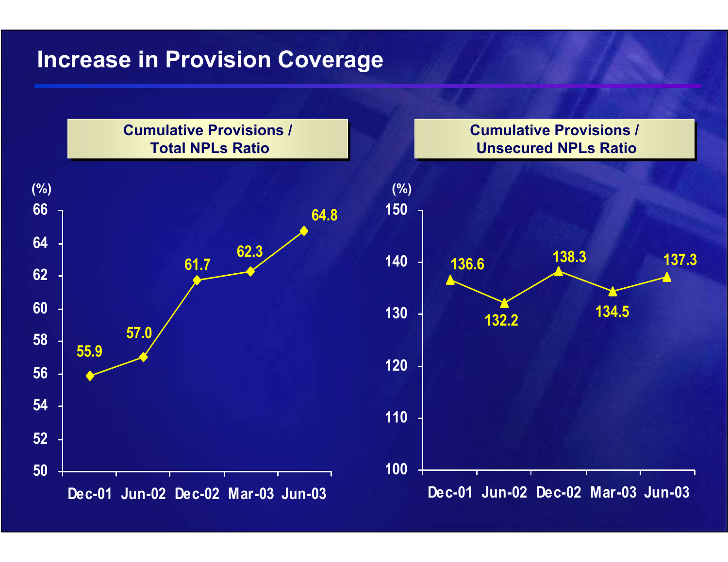# Increase in Provision Coverage

**Cumulative Provisions / Total NPLs Ratio**

(%)

| | Dec-01 | Jun-02 | Dec-02 | Mar-03 | Jun-03 |
|---|---|---|---|---|---|
| Ratio | 55.9 | 57.0 | 61.7 | 62.3 | 64.8 |

**Cumulative Provisions / Unsecured NPLs Ratio**

(%)

| | Dec-01 | Jun-02 | Dec-02 | Mar-03 | Jun-03 |
|---|---|---|---|---|---|
| Ratio | 136.6 | 132.2 | 138.3 | 134.5 | 137.3 |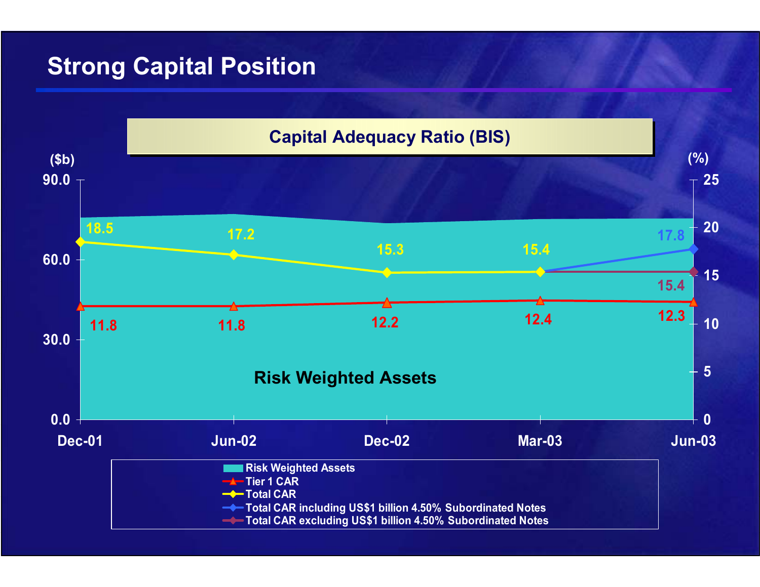# Strong Capital Position

## Capital Adequacy Ratio (BIS)

| | Dec-01 | Jun-02 | Dec-02 | Mar-03 | Jun-03 |
|---|---|---|---|---|---|
| Total CAR (%) | 18.5 | 17.2 | 15.3 | 15.4 | |
| Total CAR including US$1 billion 4.50% Subordinated Notes (%) | | | | | 17.8 |
| Total CAR excluding US$1 billion 4.50% Subordinated Notes (%) | | | | | 15.4 |
| Tier 1 CAR (%) | 11.8 | 11.8 | 12.2 | 12.4 | 12.3 |

Risk Weighted Assets ($b)

- Risk Weighted Assets
- Tier 1 CAR
- Total CAR
- Total CAR including US$1 billion 4.50% Subordinated Notes
- Total CAR excluding US$1 billion 4.50% Subordinated Notes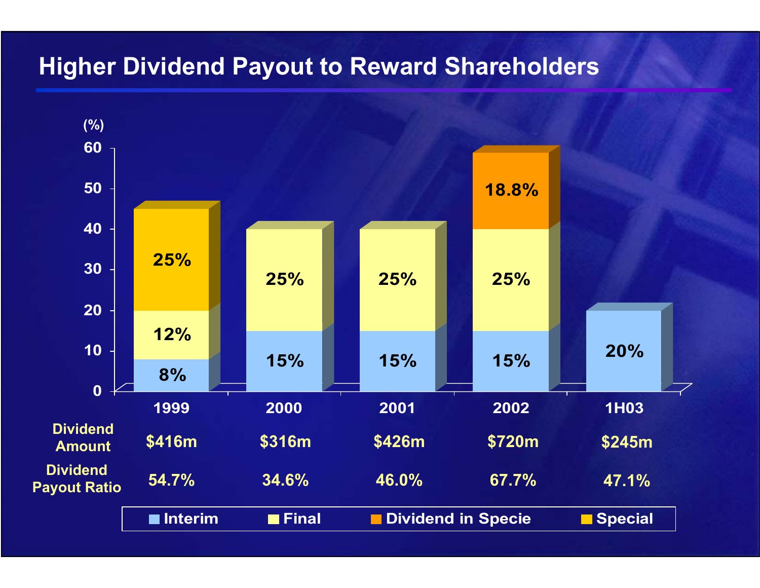# Higher Dividend Payout to Reward Shareholders

(%)

| | 1999 | 2000 | 2001 | 2002 | 1H03 |
|---|---|---|---|---|---|
| Interim | 8% | 15% | 15% | 15% | 20% |
| Final | 12% | 25% | 25% | 25% | |
| Dividend in Specie | | | | 18.8% | |
| Special | 25% | | | | |
| Dividend Amount | $416m | $316m | $426m | $720m | $245m |
| Dividend Payout Ratio | 54.7% | 34.6% | 46.0% | 67.7% | 47.1% |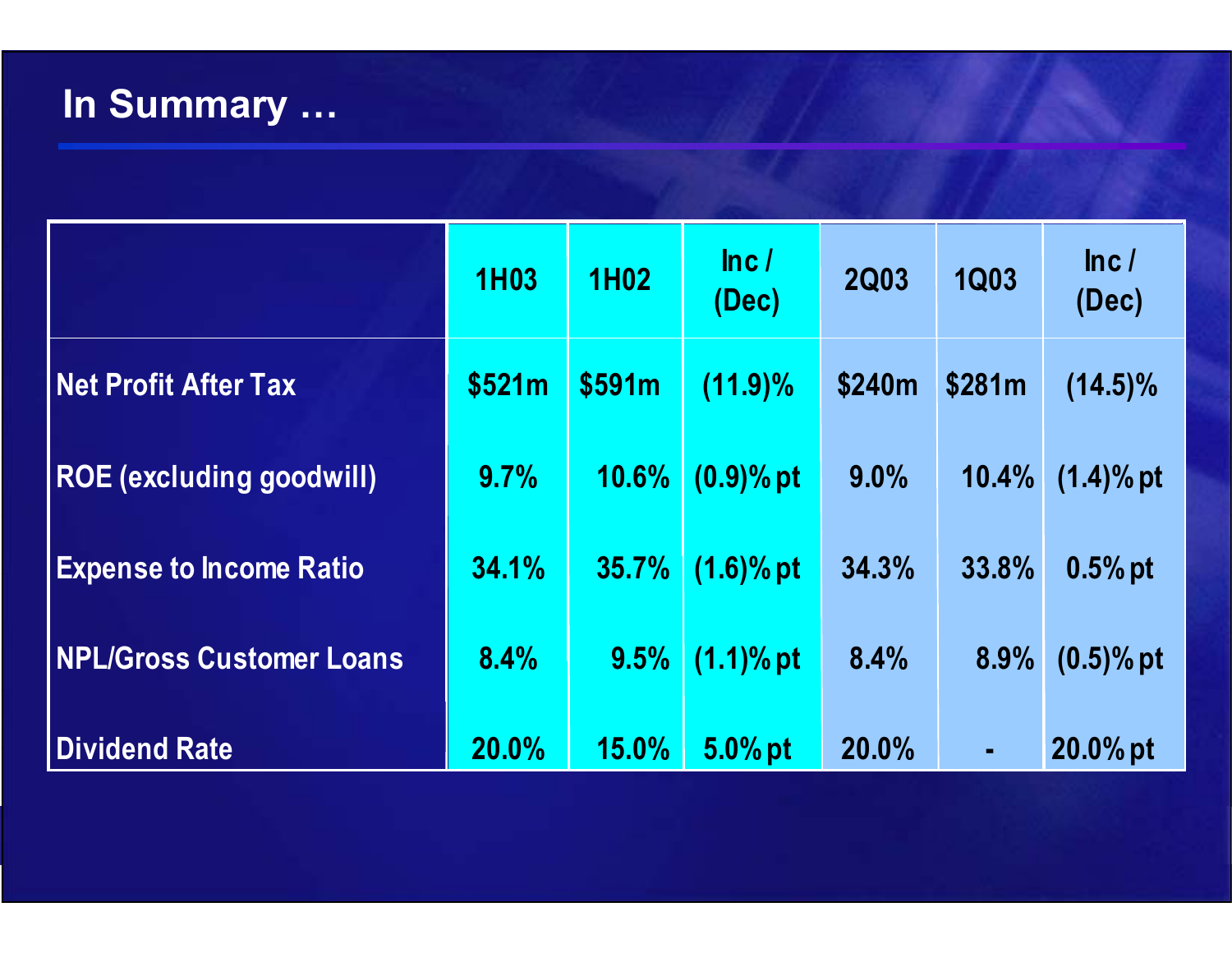# In Summary …

| | 1H03 | 1H02 | Inc / (Dec) | 2Q03 | 1Q03 | Inc / (Dec) |
|---|---|---|---|---|---|---|
| Net Profit After Tax | $521m | $591m | (11.9)% | $240m | $281m | (14.5)% |
| ROE (excluding goodwill) | 9.7% | 10.6% | (0.9)% pt | 9.0% | 10.4% | (1.4)% pt |
| Expense to Income Ratio | 34.1% | 35.7% | (1.6)% pt | 34.3% | 33.8% | 0.5% pt |
| NPL/Gross Customer Loans | 8.4% | 9.5% | (1.1)% pt | 8.4% | 8.9% | (0.5)% pt |
| Dividend Rate | 20.0% | 15.0% | 5.0% pt | 20.0% | - | 20.0% pt |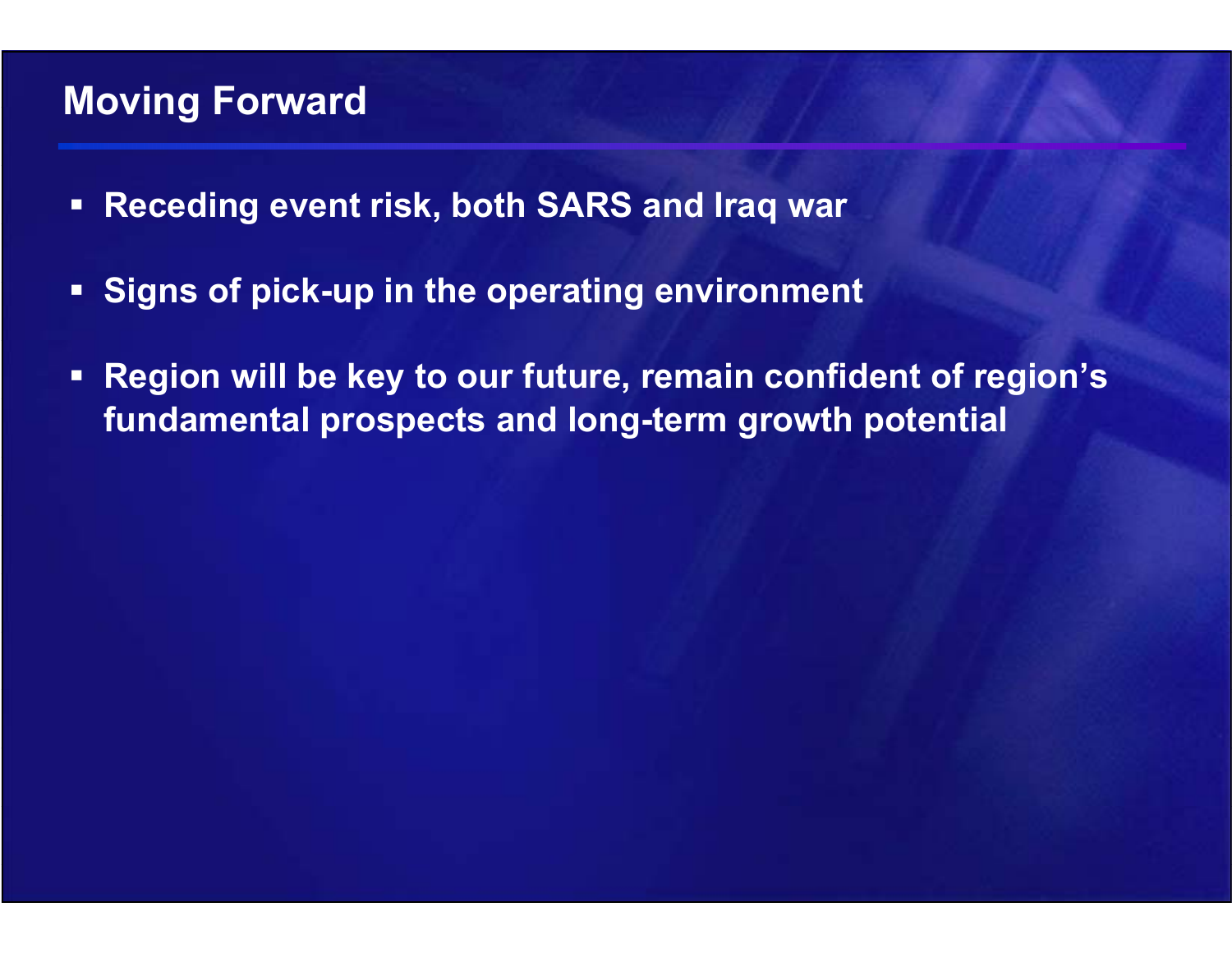## Moving Forward

- Receding event risk, both SARS and Iraq war
- Signs of pick-up in the operating environment
- Region will be key to our future, remain confident of region's fundamental prospects and long-term growth potential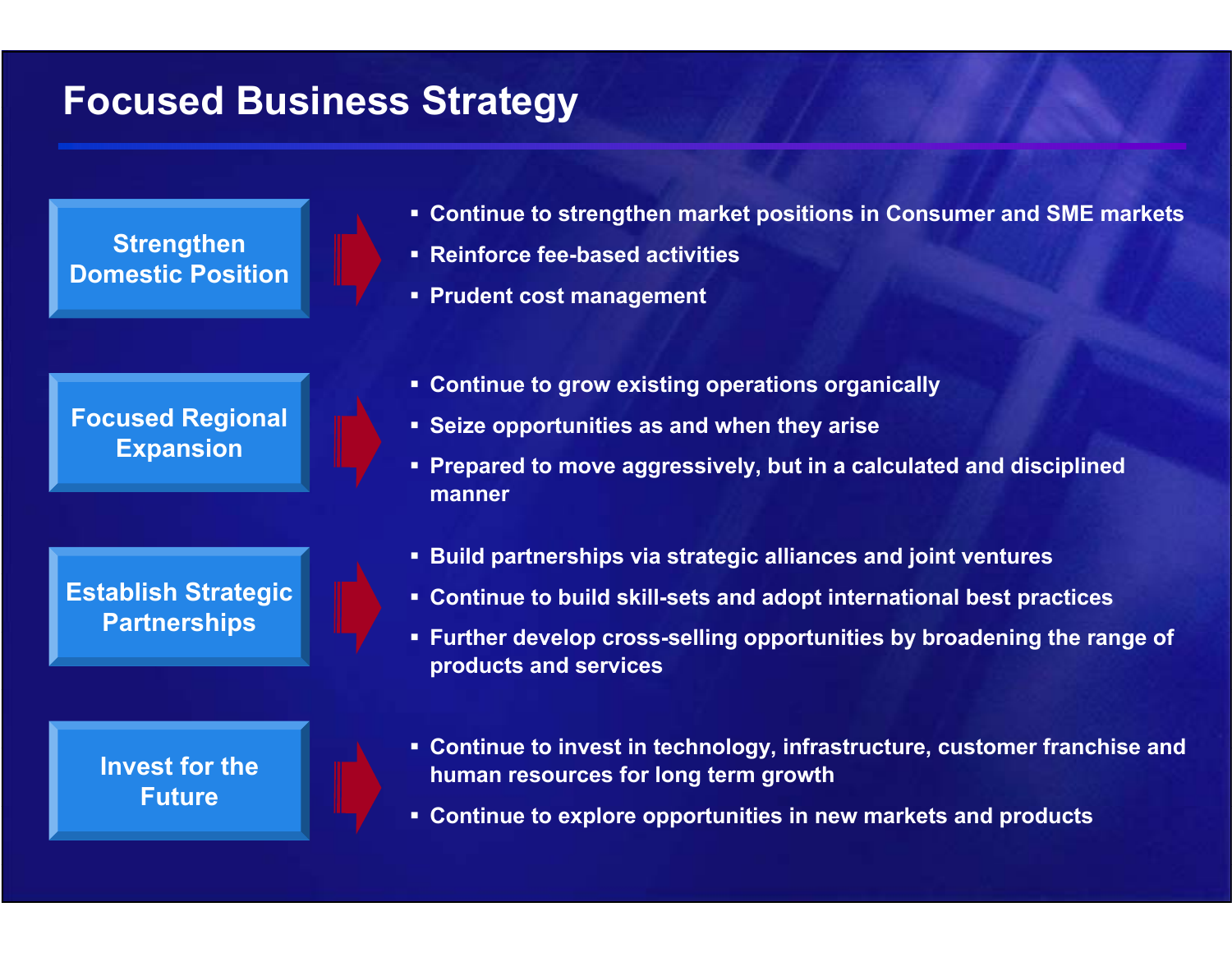# Focused Business Strategy

## Strengthen Domestic Position

- Continue to strengthen market positions in Consumer and SME markets
- Reinforce fee-based activities
- Prudent cost management

## Focused Regional Expansion

- Continue to grow existing operations organically
- Seize opportunities as and when they arise
- Prepared to move aggressively, but in a calculated and disciplined manner

## Establish Strategic Partnerships

- Build partnerships via strategic alliances and joint ventures
- Continue to build skill-sets and adopt international best practices
- Further develop cross-selling opportunities by broadening the range of products and services

## Invest for the Future

- Continue to invest in technology, infrastructure, customer franchise and human resources for long term growth
- Continue to explore opportunities in new markets and products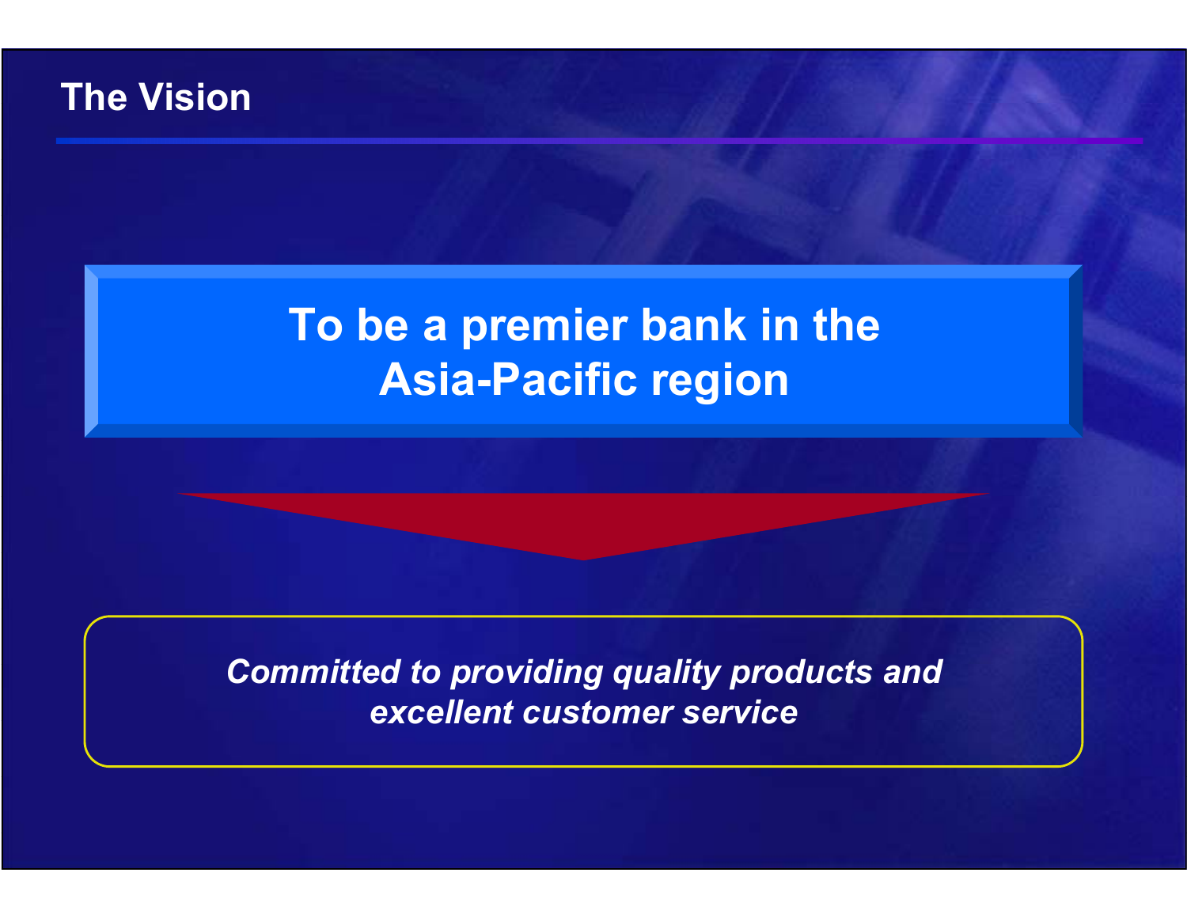# The Vision

**To be a premier bank in the Asia-Pacific region**

***Committed to providing quality products and excellent customer service***